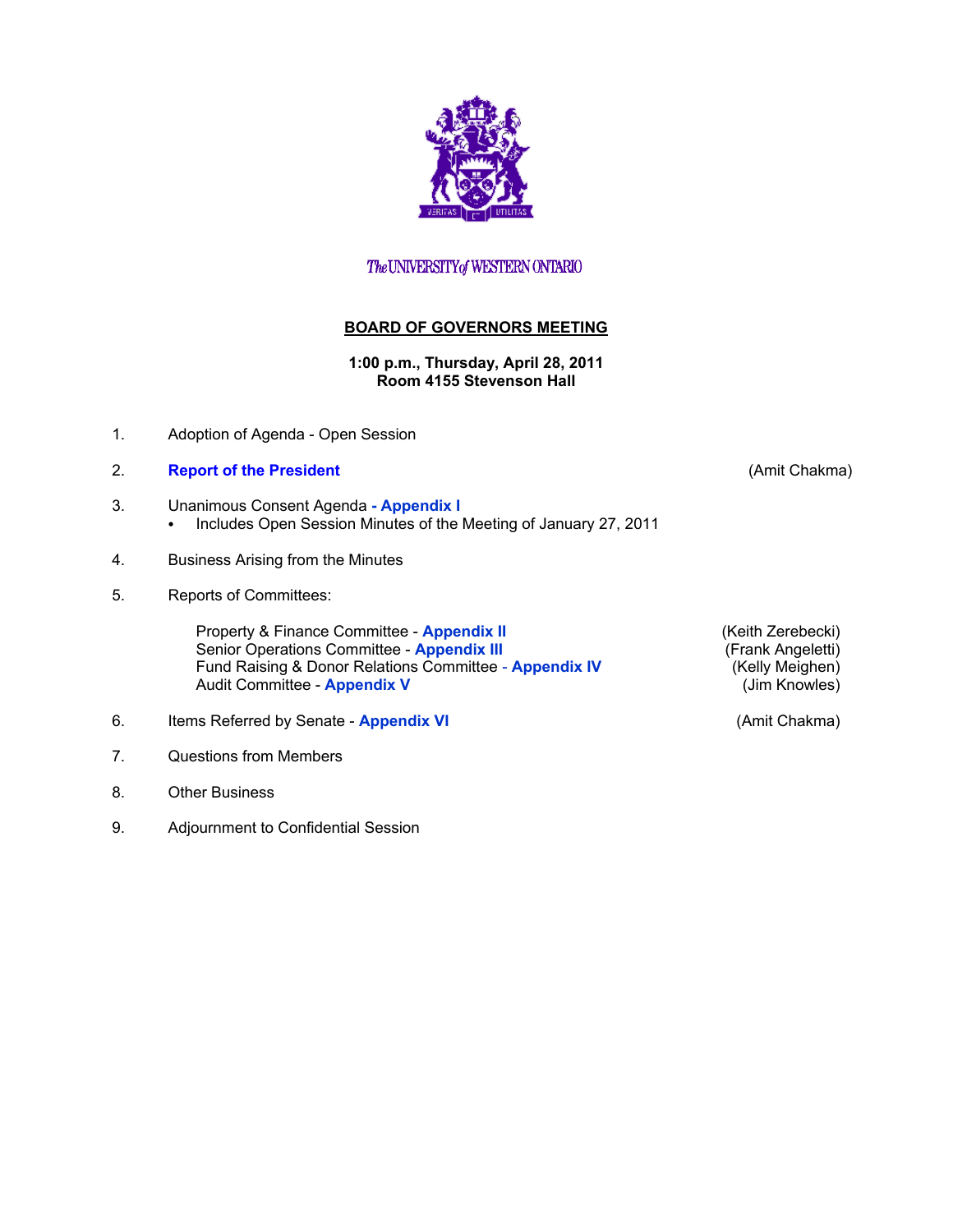The UNIVERSITY of WESTERN ONTARIO

## BOARD OF GOVERNORS MEETING

**1:00 p.m., Thursday, April 28, 2011**
**Room 4155 Stevenson Hall**

1. Adoption of Agenda - Open Session

2. **Report of the President** (Amit Chakma)

3. Unanimous Consent Agenda **- Appendix I**
   - Includes Open Session Minutes of the Meeting of January 27, 2011

4. Business Arising from the Minutes

5. Reports of Committees:

   Property & Finance Committee - **Appendix II** (Keith Zerebecki)
   Senior Operations Committee - **Appendix III** (Frank Angeletti)
   Fund Raising & Donor Relations Committee - **Appendix IV** (Kelly Meighen)
   Audit Committee - **Appendix V** (Jim Knowles)

6. Items Referred by Senate - **Appendix VI** (Amit Chakma)

7. Questions from Members

8. Other Business

9. Adjournment to Confidential Session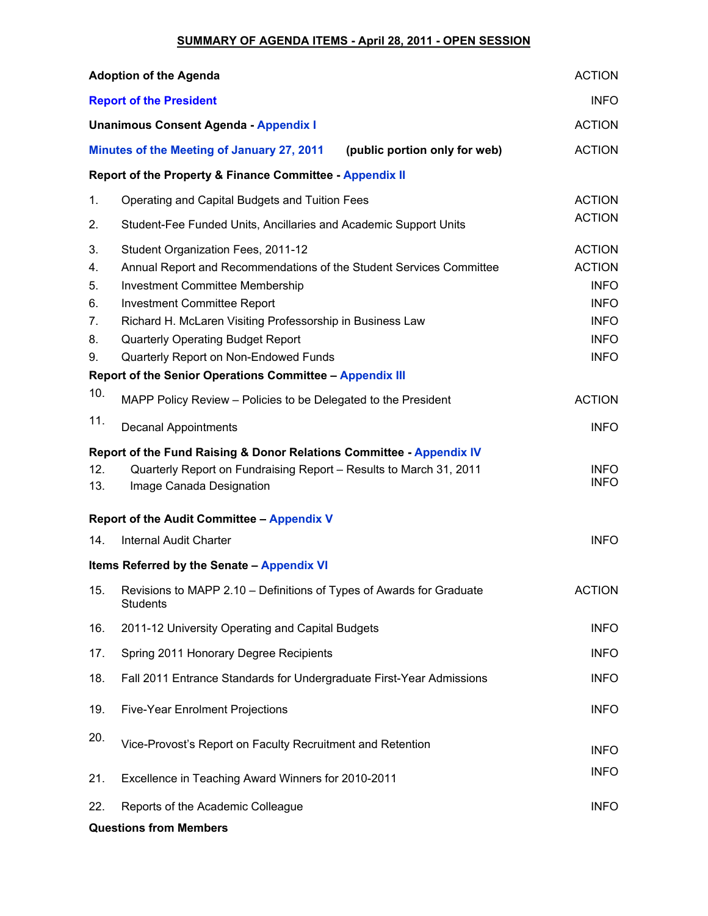## SUMMARY OF AGENDA ITEMS - April 28, 2011 - OPEN SESSION

| | | |
|---|---|---|
| **Adoption of the Agenda** | | ACTION |
| **Report of the President** | | INFO |
| **Unanimous Consent Agenda - Appendix I** | | ACTION |
| **Minutes of the Meeting of January 27, 2011** **(public portion only for web)** | | ACTION |
| **Report of the Property & Finance Committee - Appendix II** | | |
| 1. | Operating and Capital Budgets and Tuition Fees | ACTION |
| 2. | Student-Fee Funded Units, Ancillaries and Academic Support Units | ACTION |
| 3. | Student Organization Fees, 2011-12 | ACTION |
| 4. | Annual Report and Recommendations of the Student Services Committee | ACTION |
| 5. | Investment Committee Membership | INFO |
| 6. | Investment Committee Report | INFO |
| 7. | Richard H. McLaren Visiting Professorship in Business Law | INFO |
| 8. | Quarterly Operating Budget Report | INFO |
| 9. | Quarterly Report on Non-Endowed Funds | INFO |
| **Report of the Senior Operations Committee – Appendix III** | | |
| 10. | MAPP Policy Review – Policies to be Delegated to the President | ACTION |
| 11. | Decanal Appointments | INFO |
| **Report of the Fund Raising & Donor Relations Committee - Appendix IV** | | |
| 12. | Quarterly Report on Fundraising Report – Results to March 31, 2011 | INFO |
| 13. | Image Canada Designation | INFO |
| **Report of the Audit Committee – Appendix V** | | |
| 14. | Internal Audit Charter | INFO |
| **Items Referred by the Senate – Appendix VI** | | |
| 15. | Revisions to MAPP 2.10 – Definitions of Types of Awards for Graduate Students | ACTION |
| 16. | 2011-12 University Operating and Capital Budgets | INFO |
| 17. | Spring 2011 Honorary Degree Recipients | INFO |
| 18. | Fall 2011 Entrance Standards for Undergraduate First-Year Admissions | INFO |
| 19. | Five-Year Enrolment Projections | INFO |
| 20. | Vice-Provost's Report on Faculty Recruitment and Retention | INFO |
| 21. | Excellence in Teaching Award Winners for 2010-2011 | INFO |
| 22. | Reports of the Academic Colleague | INFO |
| **Questions from Members** | | |